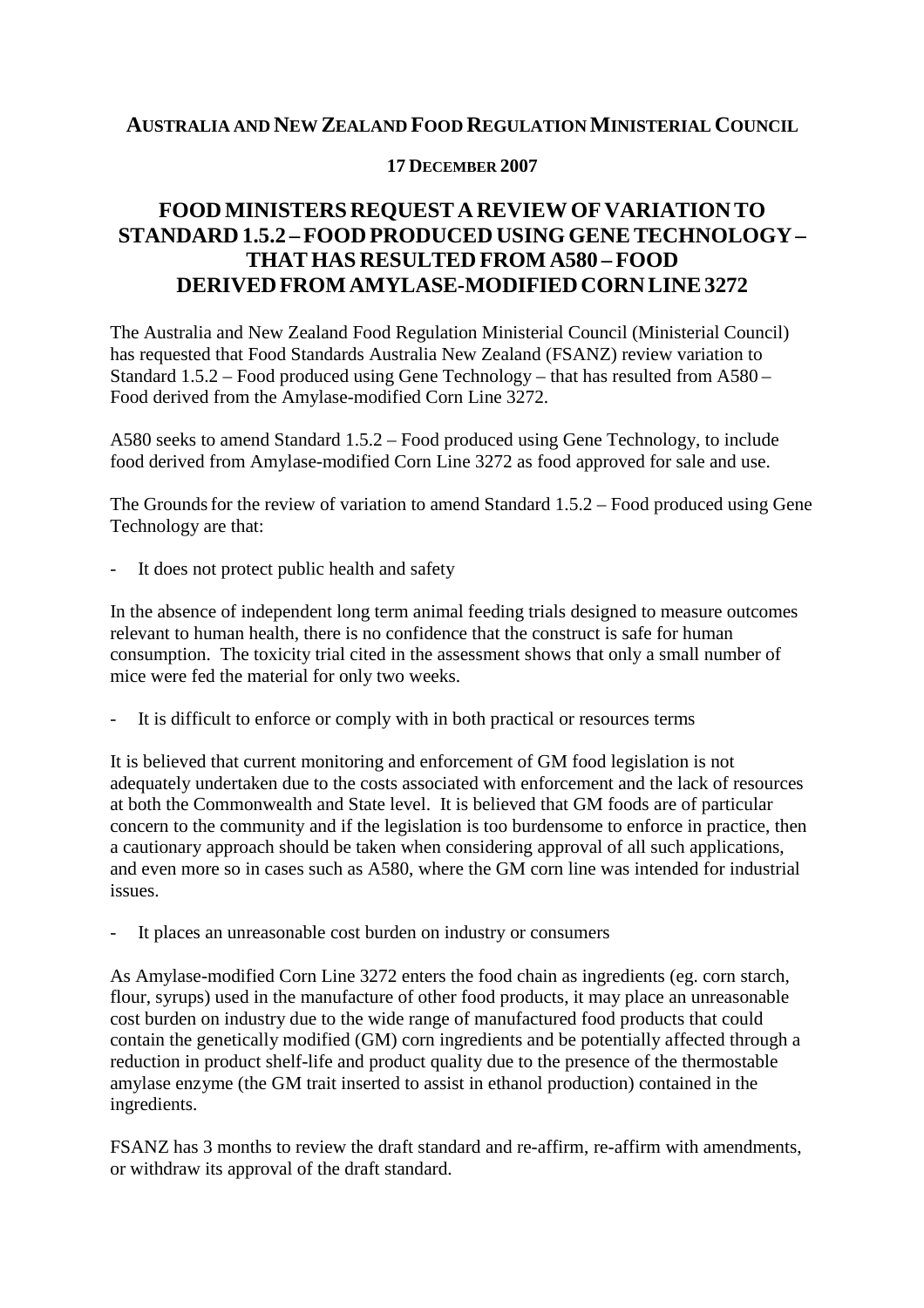**AUSTRALIA AND NEW ZEALAND FOOD REGULATION MINISTERIAL COUNCIL**

**17 DECEMBER 2007**

# FOOD MINISTERS REQUEST A REVIEW OF VARIATION TO STANDARD 1.5.2 – FOOD PRODUCED USING GENE TECHNOLOGY – THAT HAS RESULTED FROM A580 – FOOD DERIVED FROM AMYLASE-MODIFIED CORN LINE 3272

The Australia and New Zealand Food Regulation Ministerial Council (Ministerial Council) has requested that Food Standards Australia New Zealand (FSANZ) review variation to Standard 1.5.2 – Food produced using Gene Technology – that has resulted from A580 – Food derived from the Amylase-modified Corn Line 3272.

A580 seeks to amend Standard 1.5.2 – Food produced using Gene Technology, to include food derived from Amylase-modified Corn Line 3272 as food approved for sale and use.

The Grounds for the review of variation to amend Standard 1.5.2 – Food produced using Gene Technology are that:

- It does not protect public health and safety

In the absence of independent long term animal feeding trials designed to measure outcomes relevant to human health, there is no confidence that the construct is safe for human consumption. The toxicity trial cited in the assessment shows that only a small number of mice were fed the material for only two weeks.

- It is difficult to enforce or comply with in both practical or resources terms

It is believed that current monitoring and enforcement of GM food legislation is not adequately undertaken due to the costs associated with enforcement and the lack of resources at both the Commonwealth and State level. It is believed that GM foods are of particular concern to the community and if the legislation is too burdensome to enforce in practice, then a cautionary approach should be taken when considering approval of all such applications, and even more so in cases such as A580, where the GM corn line was intended for industrial issues.

- It places an unreasonable cost burden on industry or consumers

As Amylase-modified Corn Line 3272 enters the food chain as ingredients (eg. corn starch, flour, syrups) used in the manufacture of other food products, it may place an unreasonable cost burden on industry due to the wide range of manufactured food products that could contain the genetically modified (GM) corn ingredients and be potentially affected through a reduction in product shelf-life and product quality due to the presence of the thermostable amylase enzyme (the GM trait inserted to assist in ethanol production) contained in the ingredients.

FSANZ has 3 months to review the draft standard and re-affirm, re-affirm with amendments, or withdraw its approval of the draft standard.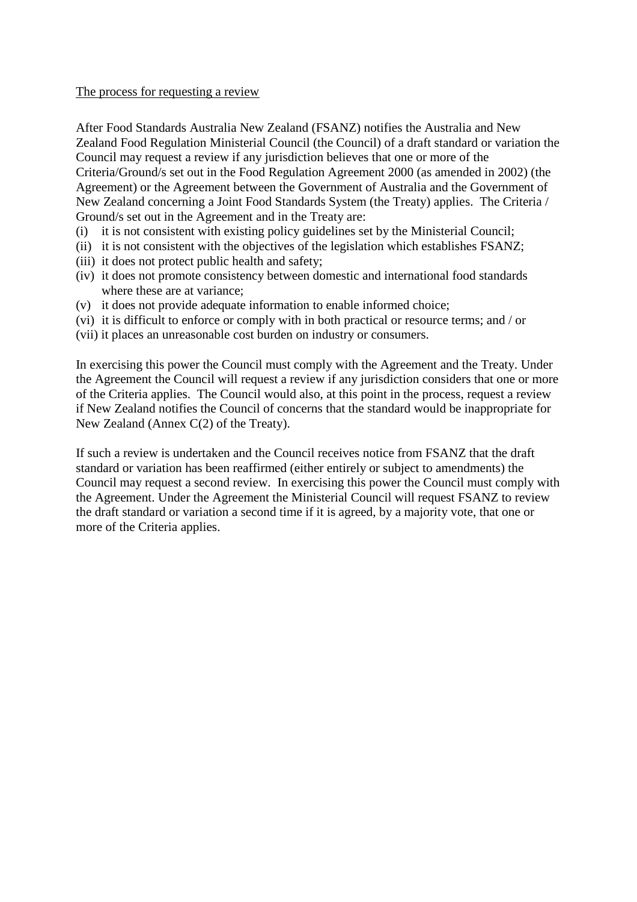The process for requesting a review

After Food Standards Australia New Zealand (FSANZ) notifies the Australia and New Zealand Food Regulation Ministerial Council (the Council) of a draft standard or variation the Council may request a review if any jurisdiction believes that one or more of the Criteria/Ground/s set out in the Food Regulation Agreement 2000 (as amended in 2002) (the Agreement) or the Agreement between the Government of Australia and the Government of New Zealand concerning a Joint Food Standards System (the Treaty) applies. The Criteria / Ground/s set out in the Agreement and in the Treaty are:

(i) it is not consistent with existing policy guidelines set by the Ministerial Council;
(ii) it is not consistent with the objectives of the legislation which establishes FSANZ;
(iii) it does not protect public health and safety;
(iv) it does not promote consistency between domestic and international food standards where these are at variance;
(v) it does not provide adequate information to enable informed choice;
(vi) it is difficult to enforce or comply with in both practical or resource terms; and / or
(vii) it places an unreasonable cost burden on industry or consumers.

In exercising this power the Council must comply with the Agreement and the Treaty. Under the Agreement the Council will request a review if any jurisdiction considers that one or more of the Criteria applies. The Council would also, at this point in the process, request a review if New Zealand notifies the Council of concerns that the standard would be inappropriate for New Zealand (Annex C(2) of the Treaty).

If such a review is undertaken and the Council receives notice from FSANZ that the draft standard or variation has been reaffirmed (either entirely or subject to amendments) the Council may request a second review. In exercising this power the Council must comply with the Agreement. Under the Agreement the Ministerial Council will request FSANZ to review the draft standard or variation a second time if it is agreed, by a majority vote, that one or more of the Criteria applies.